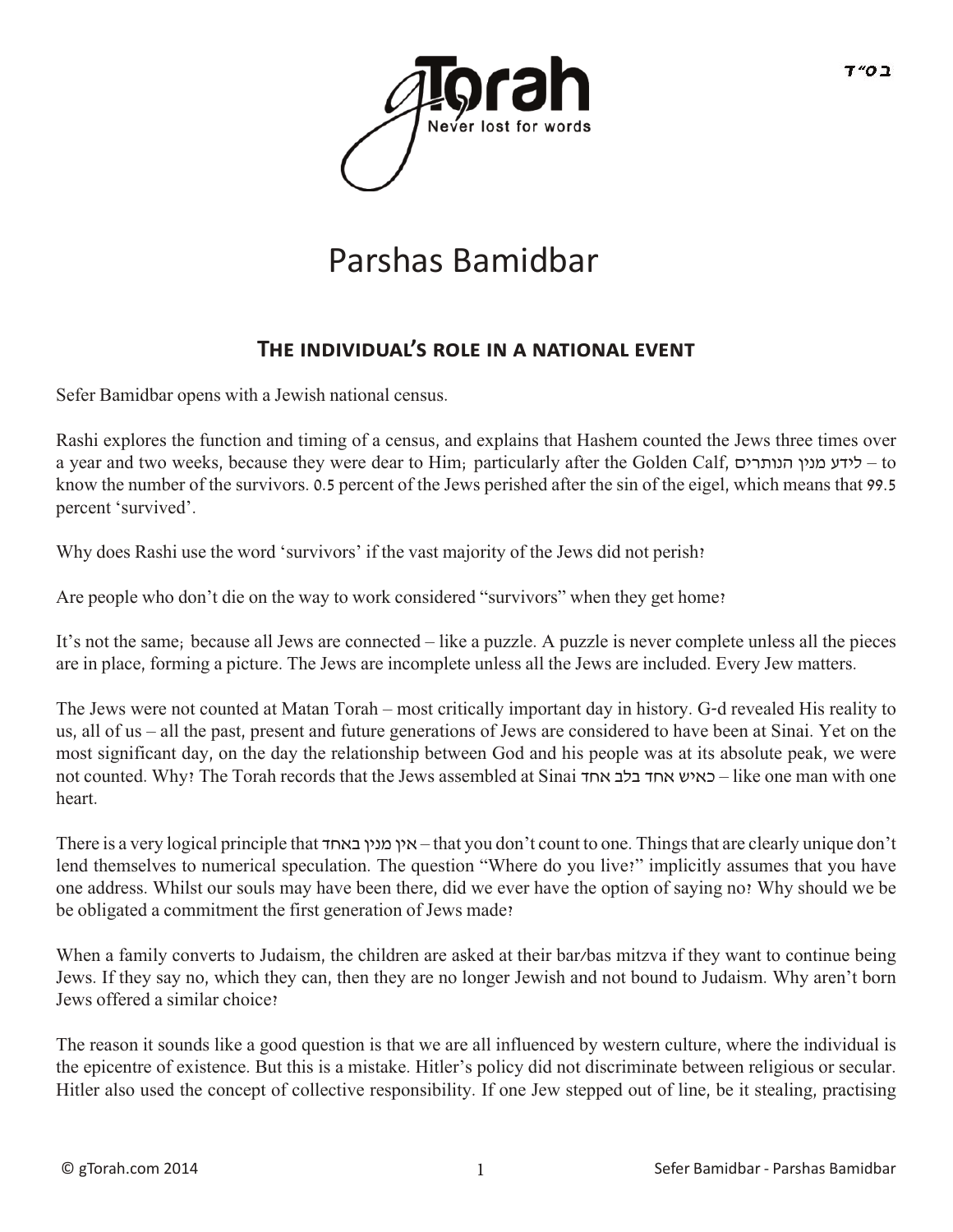# Parshas Bamidbar

## The individual's role in a national event

Sefer Bamidbar opens with a Jewish national census.

Rashi explores the function and timing of a census, and explains that Hashem counted the Jews three times over a year and two weeks, because they were dear to Him; particularly after the Golden Calf, לידע מנין הנותרים – to know the number of the survivors. 0.5 percent of the Jews perished after the sin of the eigel, which means that 99.5 percent 'survived'.

Why does Rashi use the word 'survivors' if the vast majority of the Jews did not perish?

Are people who don't die on the way to work considered "survivors" when they get home?

It's not the same; because all Jews are connected – like a puzzle. A puzzle is never complete unless all the pieces are in place, forming a picture. The Jews are incomplete unless all the Jews are included. Every Jew matters.

The Jews were not counted at Matan Torah – most critically important day in history. G-d revealed His reality to us, all of us – all the past, present and future generations of Jews are considered to have been at Sinai. Yet on the most significant day, on the day the relationship between God and his people was at its absolute peak, we were not counted. Why? The Torah records that the Jews assembled at Sinai כאיש אחד בלב אחד – like one man with one heart.

There is a very logical principle that אין מנין באחד – that you don't count to one. Things that are clearly unique don't lend themselves to numerical speculation. The question "Where do you live?" implicitly assumes that you have one address. Whilst our souls may have been there, did we ever have the option of saying no? Why should we be be obligated a commitment the first generation of Jews made?

When a family converts to Judaism, the children are asked at their bar/bas mitzva if they want to continue being Jews. If they say no, which they can, then they are no longer Jewish and not bound to Judaism. Why aren't born Jews offered a similar choice?

The reason it sounds like a good question is that we are all influenced by western culture, where the individual is the epicentre of existence. But this is a mistake. Hitler's policy did not discriminate between religious or secular. Hitler also used the concept of collective responsibility. If one Jew stepped out of line, be it stealing, practising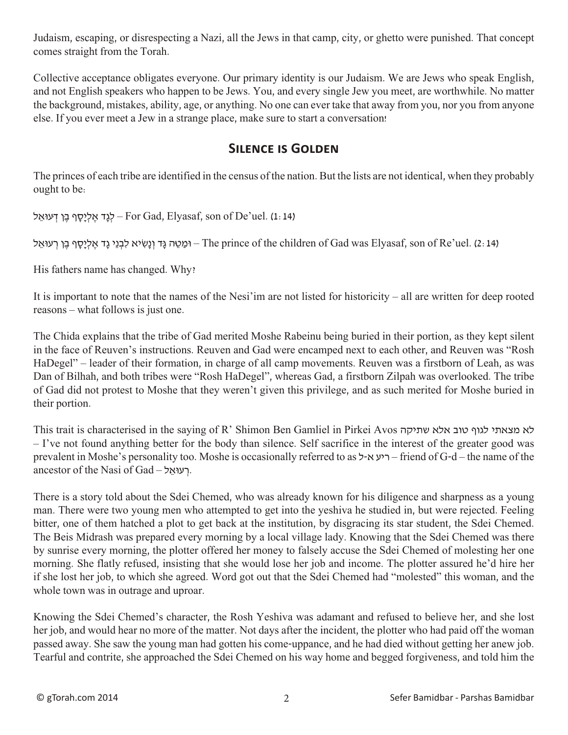Judaism, escaping, or disrespecting a Nazi, all the Jews in that camp, city, or ghetto were punished. That concept comes straight from the Torah.

Collective acceptance obligates everyone. Our primary identity is our Judaism. We are Jews who speak English, and not English speakers who happen to be Jews. You, and every single Jew you meet, are worthwhile. No matter the background, mistakes, ability, age, or anything. No one can ever take that away from you, nor you from anyone else. If you ever meet a Jew in a strange place, make sure to start a conversation!

## Silence is Golden

The princes of each tribe are identified in the census of the nation. But the lists are not identical, when they probably ought to be:

לְגָד אֶלְיָסָף בֶּן דְּעוּאֵל – For Gad, Elyasaf, son of De'uel. (1:14)

וּמַטֵּה גָּד וְנָשִׂיא לִבְנֵי גָד אֶלְיָסָף בֶּן רְעוּאֵל – The prince of the children of Gad was Elyasaf, son of Re'uel. (2:14)

His fathers name has changed. Why?

It is important to note that the names of the Nesi'im are not listed for historicity – all are written for deep rooted reasons – what follows is just one.

The Chida explains that the tribe of Gad merited Moshe Rabeinu being buried in their portion, as they kept silent in the face of Reuven's instructions. Reuven and Gad were encamped next to each other, and Reuven was "Rosh HaDegel" – leader of their formation, in charge of all camp movements. Reuven was a firstborn of Leah, as was Dan of Bilhah, and both tribes were "Rosh HaDegel", whereas Gad, a firstborn Zilpah was overlooked. The tribe of Gad did not protest to Moshe that they weren't given this privilege, and as such merited for Moshe buried in their portion.

This trait is characterised in the saying of R' Shimon Ben Gamliel in Pirkei Avos לא מצאתי לגוף טוב אלא שתיקה – I've not found anything better for the body than silence. Self sacrifice in the interest of the greater good was prevalent in Moshe's personality too. Moshe is occasionally referred to as ריע א-ל – friend of G-d – the name of the ancestor of the Nasi of Gad – רְעוּאֵל.

There is a story told about the Sdei Chemed, who was already known for his diligence and sharpness as a young man. There were two young men who attempted to get into the yeshiva he studied in, but were rejected. Feeling bitter, one of them hatched a plot to get back at the institution, by disgracing its star student, the Sdei Chemed. The Beis Midrash was prepared every morning by a local village lady. Knowing that the Sdei Chemed was there by sunrise every morning, the plotter offered her money to falsely accuse the Sdei Chemed of molesting her one morning. She flatly refused, insisting that she would lose her job and income. The plotter assured he'd hire her if she lost her job, to which she agreed. Word got out that the Sdei Chemed had "molested" this woman, and the whole town was in outrage and uproar.

Knowing the Sdei Chemed's character, the Rosh Yeshiva was adamant and refused to believe her, and she lost her job, and would hear no more of the matter. Not days after the incident, the plotter who had paid off the woman passed away. She saw the young man had gotten his come-uppance, and he had died without getting her anew job. Tearful and contrite, she approached the Sdei Chemed on his way home and begged forgiveness, and told him the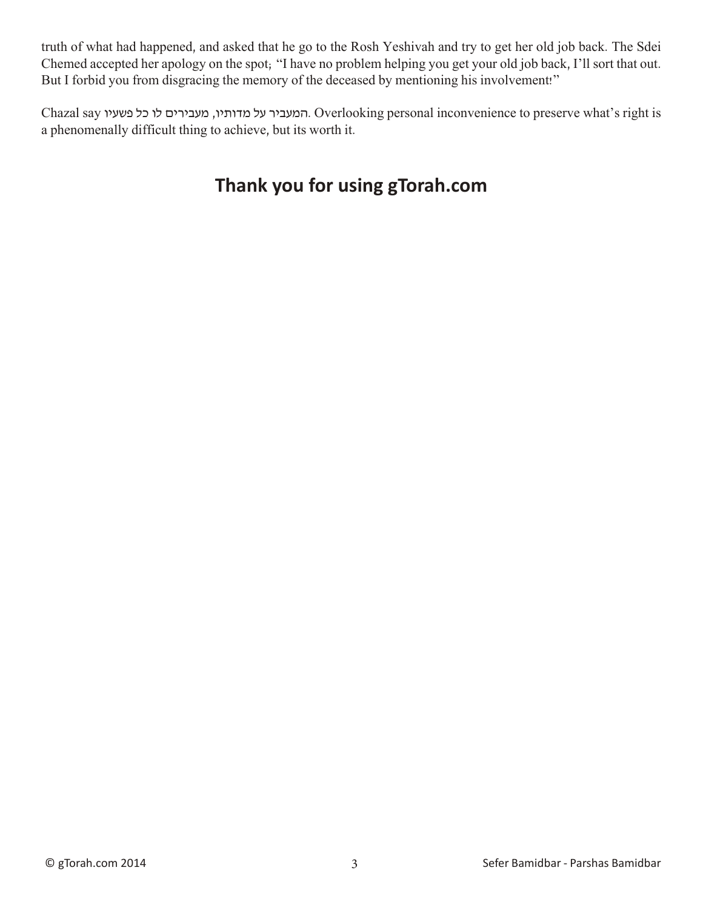truth of what had happened, and asked that he go to the Rosh Yeshivah and try to get her old job back. The Sdei Chemed accepted her apology on the spot; "I have no problem helping you get your old job back, I'll sort that out. But I forbid you from disgracing the memory of the deceased by mentioning his involvement!"

Chazal say המעביר על מדותיו, מעבירים לו כל פשעיו. Overlooking personal inconvenience to preserve what's right is a phenomenally difficult thing to achieve, but its worth it.

## Thank you for using gTorah.com